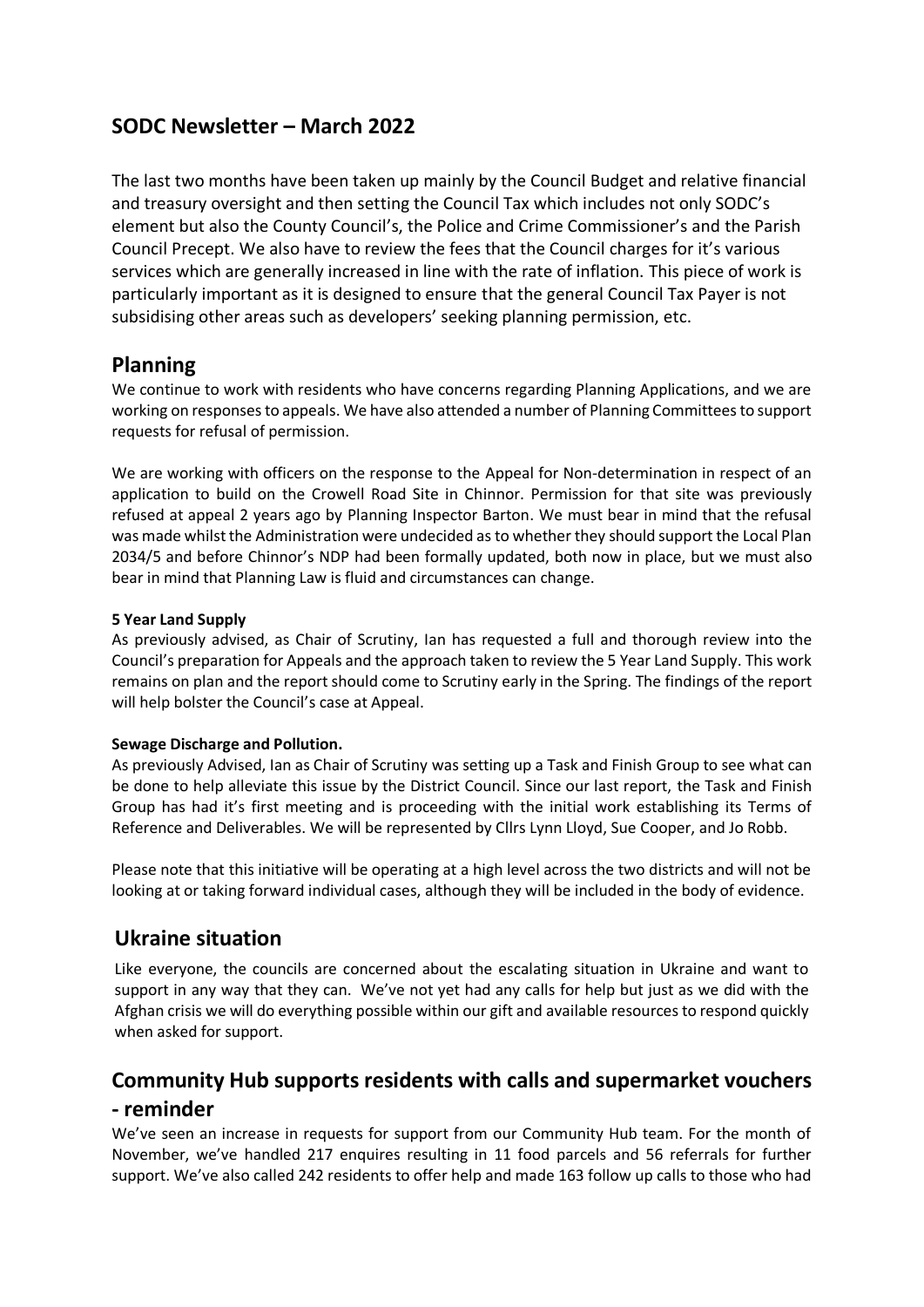## SODC Newsletter – March 2022

The last two months have been taken up mainly by the Council Budget and relative financial and treasury oversight and then setting the Council Tax which includes not only SODC's element but also the County Council's, the Police and Crime Commissioner's and the Parish Council Precept. We also have to review the fees that the Council charges for it's various services which are generally increased in line with the rate of inflation. This piece of work is particularly important as it is designed to ensure that the general Council Tax Payer is not subsidising other areas such as developers' seeking planning permission, etc.

## Planning

We continue to work with residents who have concerns regarding Planning Applications, and we are working on responses to appeals. We have also attended a number of Planning Committees to support requests for refusal of permission.

We are working with officers on the response to the Appeal for Non-determination in respect of an application to build on the Crowell Road Site in Chinnor. Permission for that site was previously refused at appeal 2 years ago by Planning Inspector Barton. We must bear in mind that the refusal was made whilst the Administration were undecided as to whether they should support the Local Plan 2034/5 and before Chinnor's NDP had been formally updated, both now in place, but we must also bear in mind that Planning Law is fluid and circumstances can change.

**5 Year Land Supply**

As previously advised, as Chair of Scrutiny, Ian has requested a full and thorough review into the Council's preparation for Appeals and the approach taken to review the 5 Year Land Supply. This work remains on plan and the report should come to Scrutiny early in the Spring. The findings of the report will help bolster the Council's case at Appeal.

**Sewage Discharge and Pollution.**

As previously Advised, Ian as Chair of Scrutiny was setting up a Task and Finish Group to see what can be done to help alleviate this issue by the District Council. Since our last report, the Task and Finish Group has had it's first meeting and is proceeding with the initial work establishing its Terms of Reference and Deliverables. We will be represented by Cllrs Lynn Lloyd, Sue Cooper, and Jo Robb.

Please note that this initiative will be operating at a high level across the two districts and will not be looking at or taking forward individual cases, although they will be included in the body of evidence.

## Ukraine situation

Like everyone, the councils are concerned about the escalating situation in Ukraine and want to support in any way that they can. We've not yet had any calls for help but just as we did with the Afghan crisis we will do everything possible within our gift and available resources to respond quickly when asked for support.

## Community Hub supports residents with calls and supermarket vouchers - reminder

We've seen an increase in requests for support from our Community Hub team. For the month of November, we've handled 217 enquires resulting in 11 food parcels and 56 referrals for further support. We've also called 242 residents to offer help and made 163 follow up calls to those who had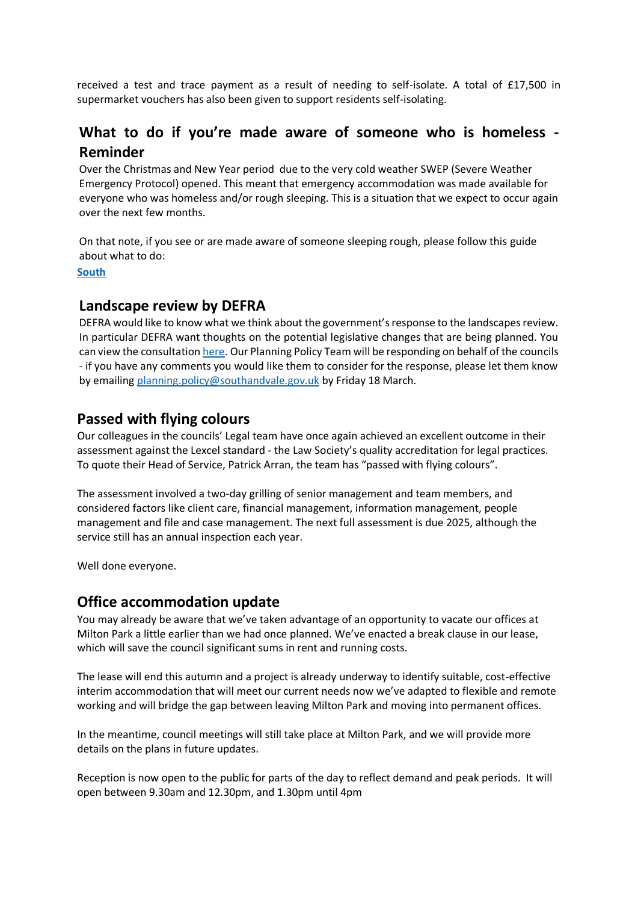received a test and trace payment as a result of needing to self-isolate. A total of £17,500 in supermarket vouchers has also been given to support residents self-isolating.

## What to do if you're made aware of someone who is homeless - Reminder

Over the Christmas and New Year period due to the very cold weather SWEP (Severe Weather Emergency Protocol) opened. This meant that emergency accommodation was made available for everyone who was homeless and/or rough sleeping. This is a situation that we expect to occur again over the next few months.

On that note, if you see or are made aware of someone sleeping rough, please follow this guide about what to do:

**South**

## Landscape review by DEFRA

DEFRA would like to know what we think about the government's response to the landscapes review. In particular DEFRA want thoughts on the potential legislative changes that are being planned. You can view the consultation here. Our Planning Policy Team will be responding on behalf of the councils - if you have any comments you would like them to consider for the response, please let them know by emailing planning.policy@southandvale.gov.uk by Friday 18 March.

## Passed with flying colours

Our colleagues in the councils' Legal team have once again achieved an excellent outcome in their assessment against the Lexcel standard - the Law Society's quality accreditation for legal practices. To quote their Head of Service, Patrick Arran, the team has "passed with flying colours".

The assessment involved a two-day grilling of senior management and team members, and considered factors like client care, financial management, information management, people management and file and case management. The next full assessment is due 2025, although the service still has an annual inspection each year.

Well done everyone.

## Office accommodation update

You may already be aware that we've taken advantage of an opportunity to vacate our offices at Milton Park a little earlier than we had once planned. We've enacted a break clause in our lease, which will save the council significant sums in rent and running costs.

The lease will end this autumn and a project is already underway to identify suitable, cost-effective interim accommodation that will meet our current needs now we've adapted to flexible and remote working and will bridge the gap between leaving Milton Park and moving into permanent offices.

In the meantime, council meetings will still take place at Milton Park, and we will provide more details on the plans in future updates.

Reception is now open to the public for parts of the day to reflect demand and peak periods. It will open between 9.30am and 12.30pm, and 1.30pm until 4pm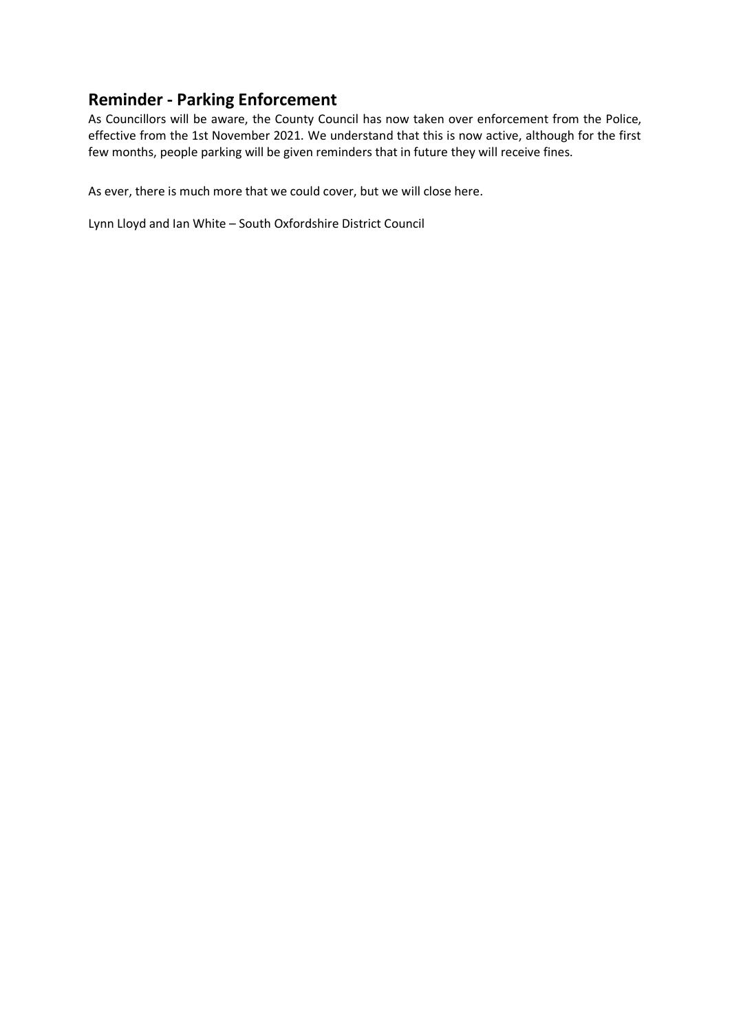## Reminder - Parking Enforcement

As Councillors will be aware, the County Council has now taken over enforcement from the Police, effective from the 1st November 2021. We understand that this is now active, although for the first few months, people parking will be given reminders that in future they will receive fines.

As ever, there is much more that we could cover, but we will close here.

Lynn Lloyd and Ian White – South Oxfordshire District Council